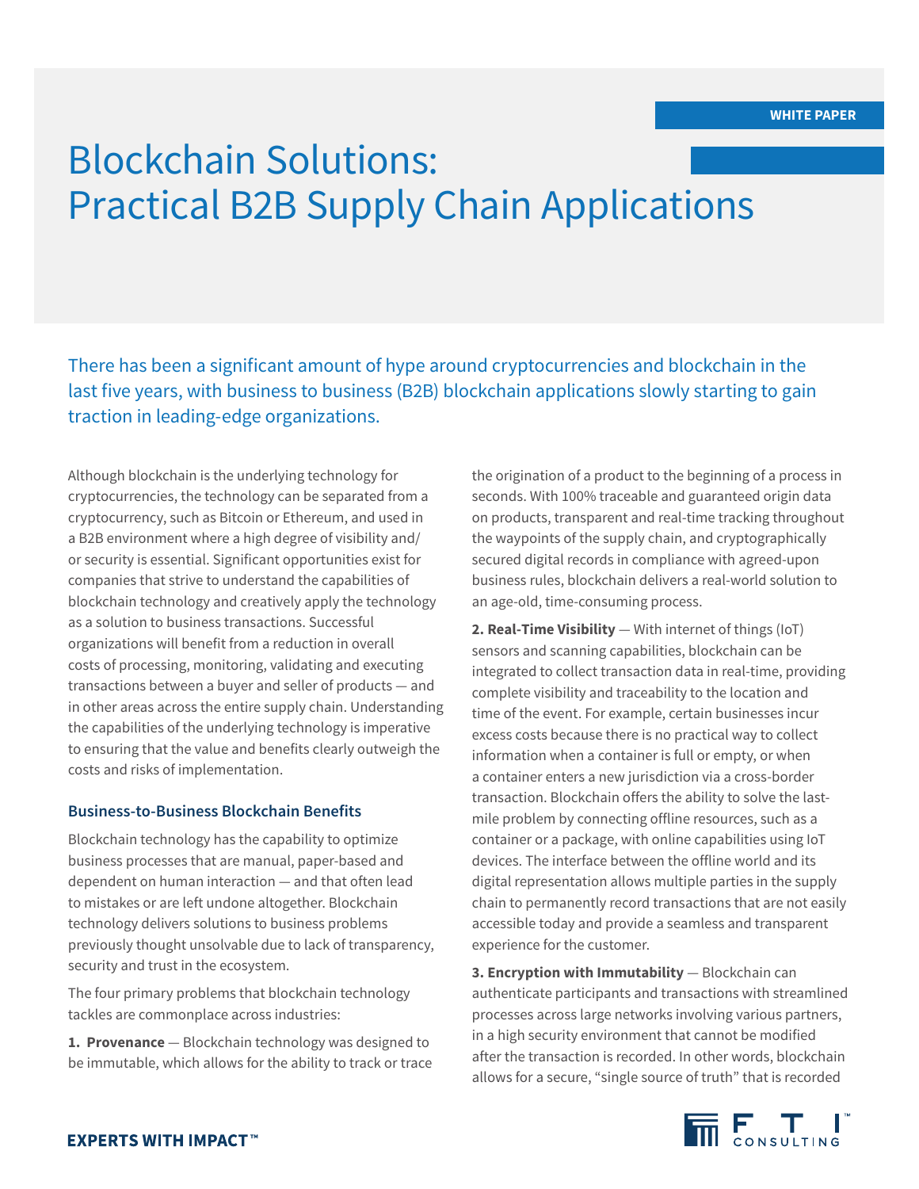WHITE PAPER

# Blockchain Solutions: Practical B2B Supply Chain Applications

There has been a significant amount of hype around cryptocurrencies and blockchain in the last five years, with business to business (B2B) blockchain applications slowly starting to gain traction in leading-edge organizations.

Although blockchain is the underlying technology for cryptocurrencies, the technology can be separated from a cryptocurrency, such as Bitcoin or Ethereum, and used in a B2B environment where a high degree of visibility and/or security is essential. Significant opportunities exist for companies that strive to understand the capabilities of blockchain technology and creatively apply the technology as a solution to business transactions. Successful organizations will benefit from a reduction in overall costs of processing, monitoring, validating and executing transactions between a buyer and seller of products — and in other areas across the entire supply chain. Understanding the capabilities of the underlying technology is imperative to ensuring that the value and benefits clearly outweigh the costs and risks of implementation.

## Business-to-Business Blockchain Benefits

Blockchain technology has the capability to optimize business processes that are manual, paper-based and dependent on human interaction — and that often lead to mistakes or are left undone altogether. Blockchain technology delivers solutions to business problems previously thought unsolvable due to lack of transparency, security and trust in the ecosystem.

The four primary problems that blockchain technology tackles are commonplace across industries:

**1. Provenance** — Blockchain technology was designed to be immutable, which allows for the ability to track or trace the origination of a product to the beginning of a process in seconds. With 100% traceable and guaranteed origin data on products, transparent and real-time tracking throughout the waypoints of the supply chain, and cryptographically secured digital records in compliance with agreed-upon business rules, blockchain delivers a real-world solution to an age-old, time-consuming process.

**2. Real-Time Visibility** — With internet of things (IoT) sensors and scanning capabilities, blockchain can be integrated to collect transaction data in real-time, providing complete visibility and traceability to the location and time of the event. For example, certain businesses incur excess costs because there is no practical way to collect information when a container is full or empty, or when a container enters a new jurisdiction via a cross-border transaction. Blockchain offers the ability to solve the last-mile problem by connecting offline resources, such as a container or a package, with online capabilities using IoT devices. The interface between the offline world and its digital representation allows multiple parties in the supply chain to permanently record transactions that are not easily accessible today and provide a seamless and transparent experience for the customer.

**3. Encryption with Immutability** — Blockchain can authenticate participants and transactions with streamlined processes across large networks involving various partners, in a high security environment that cannot be modified after the transaction is recorded. In other words, blockchain allows for a secure, "single source of truth" that is recorded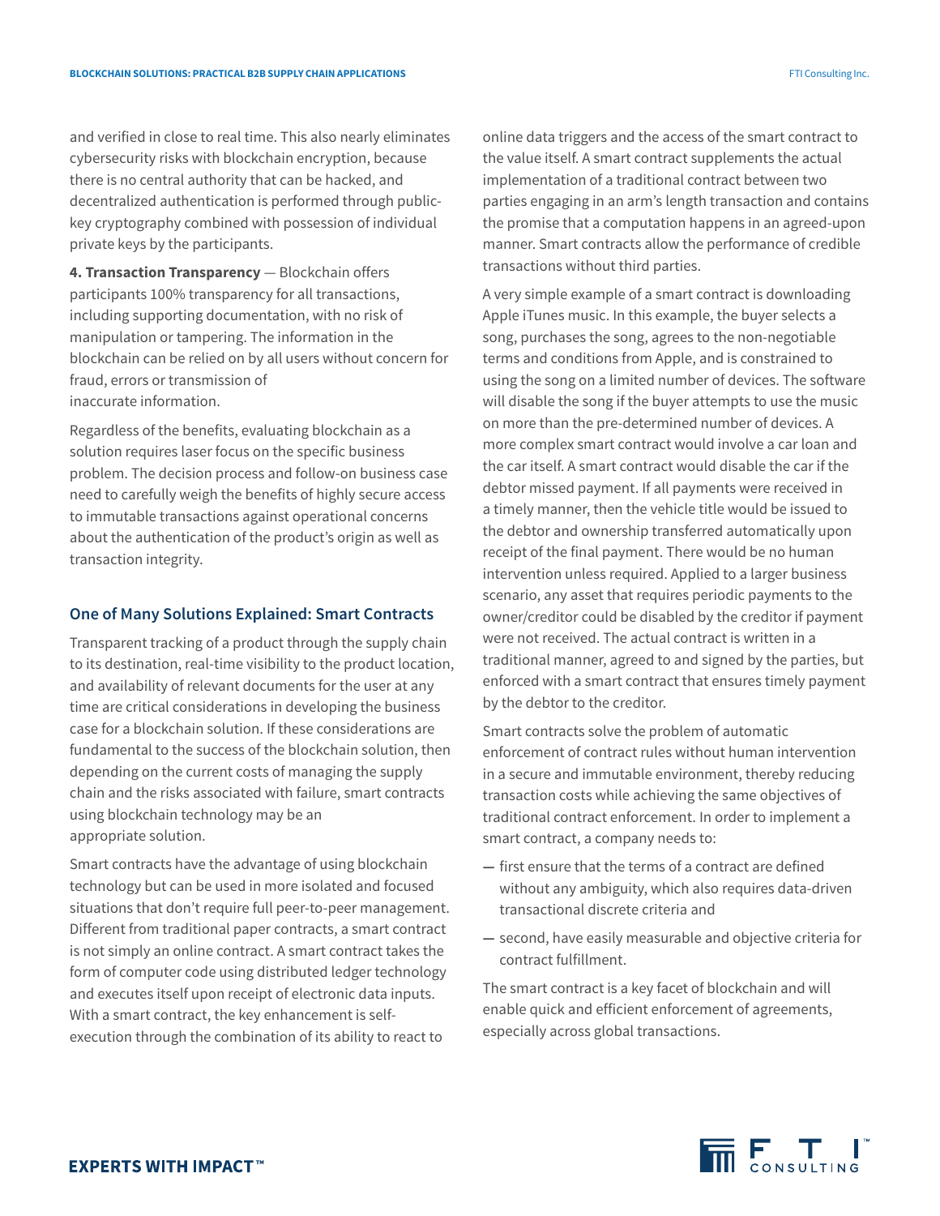and verified in close to real time. This also nearly eliminates cybersecurity risks with blockchain encryption, because there is no central authority that can be hacked, and decentralized authentication is performed through public-key cryptography combined with possession of individual private keys by the participants.

**4. Transaction Transparency** — Blockchain offers participants 100% transparency for all transactions, including supporting documentation, with no risk of manipulation or tampering. The information in the blockchain can be relied on by all users without concern for fraud, errors or transmission of inaccurate information.

Regardless of the benefits, evaluating blockchain as a solution requires laser focus on the specific business problem. The decision process and follow-on business case need to carefully weigh the benefits of highly secure access to immutable transactions against operational concerns about the authentication of the product's origin as well as transaction integrity.

## One of Many Solutions Explained: Smart Contracts

Transparent tracking of a product through the supply chain to its destination, real-time visibility to the product location, and availability of relevant documents for the user at any time are critical considerations in developing the business case for a blockchain solution. If these considerations are fundamental to the success of the blockchain solution, then depending on the current costs of managing the supply chain and the risks associated with failure, smart contracts using blockchain technology may be an appropriate solution.

Smart contracts have the advantage of using blockchain technology but can be used in more isolated and focused situations that don't require full peer-to-peer management. Different from traditional paper contracts, a smart contract is not simply an online contract. A smart contract takes the form of computer code using distributed ledger technology and executes itself upon receipt of electronic data inputs. With a smart contract, the key enhancement is self-execution through the combination of its ability to react to online data triggers and the access of the smart contract to the value itself. A smart contract supplements the actual implementation of a traditional contract between two parties engaging in an arm's length transaction and contains the promise that a computation happens in an agreed-upon manner. Smart contracts allow the performance of credible transactions without third parties.

A very simple example of a smart contract is downloading Apple iTunes music. In this example, the buyer selects a song, purchases the song, agrees to the non-negotiable terms and conditions from Apple, and is constrained to using the song on a limited number of devices. The software will disable the song if the buyer attempts to use the music on more than the pre-determined number of devices. A more complex smart contract would involve a car loan and the car itself. A smart contract would disable the car if the debtor missed payment. If all payments were received in a timely manner, then the vehicle title would be issued to the debtor and ownership transferred automatically upon receipt of the final payment. There would be no human intervention unless required. Applied to a larger business scenario, any asset that requires periodic payments to the owner/creditor could be disabled by the creditor if payment were not received. The actual contract is written in a traditional manner, agreed to and signed by the parties, but enforced with a smart contract that ensures timely payment by the debtor to the creditor.

Smart contracts solve the problem of automatic enforcement of contract rules without human intervention in a secure and immutable environment, thereby reducing transaction costs while achieving the same objectives of traditional contract enforcement. In order to implement a smart contract, a company needs to:

— first ensure that the terms of a contract are defined without any ambiguity, which also requires data-driven transactional discrete criteria and

— second, have easily measurable and objective criteria for contract fulfillment.

The smart contract is a key facet of blockchain and will enable quick and efficient enforcement of agreements, especially across global transactions.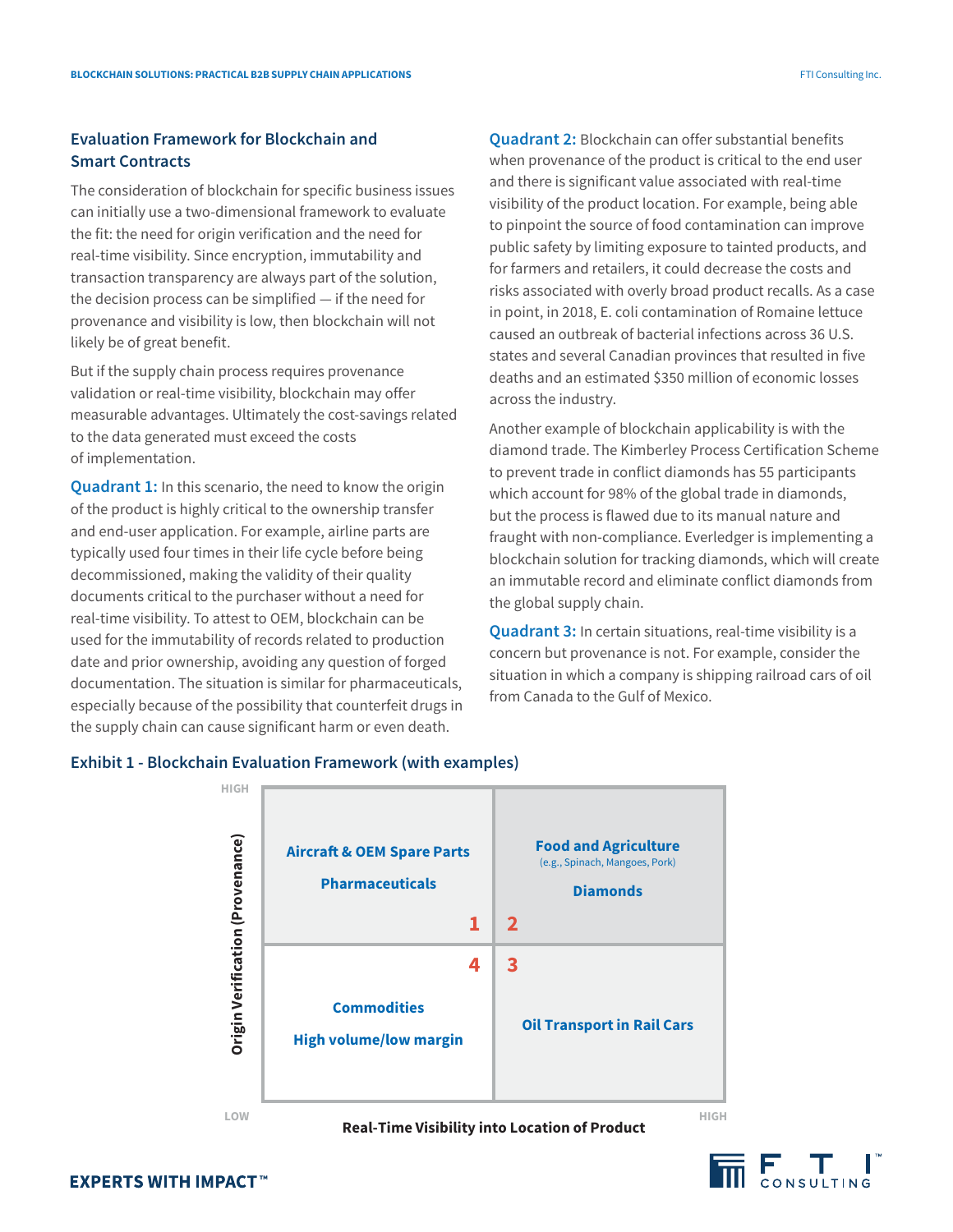## Evaluation Framework for Blockchain and Smart Contracts

The consideration of blockchain for specific business issues can initially use a two-dimensional framework to evaluate the fit: the need for origin verification and the need for real-time visibility. Since encryption, immutability and transaction transparency are always part of the solution, the decision process can be simplified — if the need for provenance and visibility is low, then blockchain will not likely be of great benefit.

But if the supply chain process requires provenance validation or real-time visibility, blockchain may offer measurable advantages. Ultimately the cost-savings related to the data generated must exceed the costs of implementation.

**Quadrant 1:** In this scenario, the need to know the origin of the product is highly critical to the ownership transfer and end-user application. For example, airline parts are typically used four times in their life cycle before being decommissioned, making the validity of their quality documents critical to the purchaser without a need for real-time visibility. To attest to OEM, blockchain can be used for the immutability of records related to production date and prior ownership, avoiding any question of forged documentation. The situation is similar for pharmaceuticals, especially because of the possibility that counterfeit drugs in the supply chain can cause significant harm or even death.

**Quadrant 2:** Blockchain can offer substantial benefits when provenance of the product is critical to the end user and there is significant value associated with real-time visibility of the product location. For example, being able to pinpoint the source of food contamination can improve public safety by limiting exposure to tainted products, and for farmers and retailers, it could decrease the costs and risks associated with overly broad product recalls. As a case in point, in 2018, E. coli contamination of Romaine lettuce caused an outbreak of bacterial infections across 36 U.S. states and several Canadian provinces that resulted in five deaths and an estimated $350 million of economic losses across the industry.

Another example of blockchain applicability is with the diamond trade. The Kimberley Process Certification Scheme to prevent trade in conflict diamonds has 55 participants which account for 98% of the global trade in diamonds, but the process is flawed due to its manual nature and fraught with non-compliance. Everledger is implementing a blockchain solution for tracking diamonds, which will create an immutable record and eliminate conflict diamonds from the global supply chain.

**Quadrant 3:** In certain situations, real-time visibility is a concern but provenance is not. For example, consider the situation in which a company is shipping railroad cars of oil from Canada to the Gulf of Mexico.

### Exhibit 1 - Blockchain Evaluation Framework (with examples)

| Origin Verification (Provenance) ↓ / Real-Time Visibility into Location of Product → | LOW | HIGH |
|---|---|---|
| HIGH | **1** — Aircraft & OEM Spare Parts; Pharmaceuticals | **2** — Food and Agriculture (e.g., Spinach, Mangoes, Pork); Diamonds |
| LOW | **4** — Commodities; High volume/low margin | **3** — Oil Transport in Rail Cars |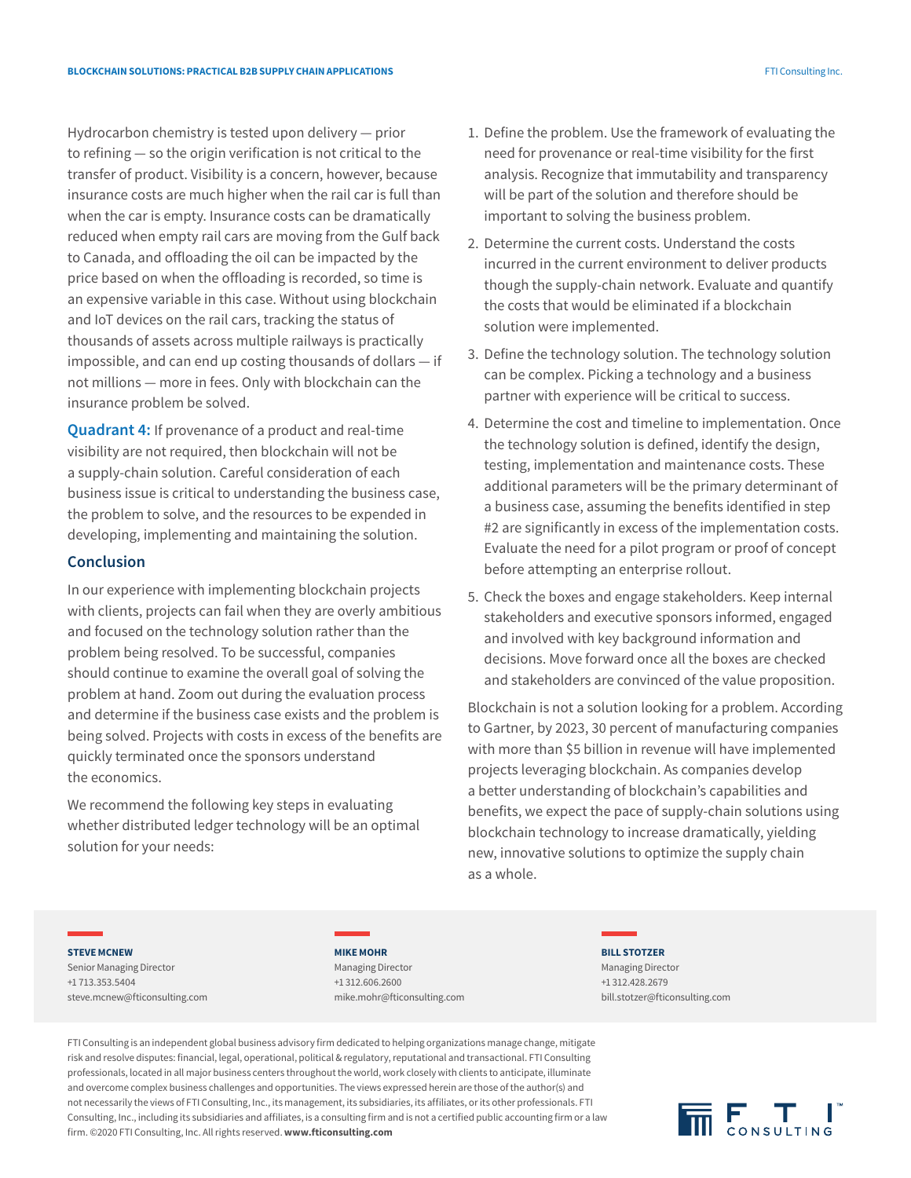Hydrocarbon chemistry is tested upon delivery — prior to refining — so the origin verification is not critical to the transfer of product. Visibility is a concern, however, because insurance costs are much higher when the rail car is full than when the car is empty. Insurance costs can be dramatically reduced when empty rail cars are moving from the Gulf back to Canada, and offloading the oil can be impacted by the price based on when the offloading is recorded, so time is an expensive variable in this case. Without using blockchain and IoT devices on the rail cars, tracking the status of thousands of assets across multiple railways is practically impossible, and can end up costing thousands of dollars — if not millions — more in fees. Only with blockchain can the insurance problem be solved.

**Quadrant 4:** If provenance of a product and real-time visibility are not required, then blockchain will not be a supply-chain solution. Careful consideration of each business issue is critical to understanding the business case, the problem to solve, and the resources to be expended in developing, implementing and maintaining the solution.

### Conclusion

In our experience with implementing blockchain projects with clients, projects can fail when they are overly ambitious and focused on the technology solution rather than the problem being resolved. To be successful, companies should continue to examine the overall goal of solving the problem at hand. Zoom out during the evaluation process and determine if the business case exists and the problem is being solved. Projects with costs in excess of the benefits are quickly terminated once the sponsors understand the economics.

We recommend the following key steps in evaluating whether distributed ledger technology will be an optimal solution for your needs:

1. Define the problem. Use the framework of evaluating the need for provenance or real-time visibility for the first analysis. Recognize that immutability and transparency will be part of the solution and therefore should be important to solving the business problem.
2. Determine the current costs. Understand the costs incurred in the current environment to deliver products though the supply-chain network. Evaluate and quantify the costs that would be eliminated if a blockchain solution were implemented.
3. Define the technology solution. The technology solution can be complex. Picking a technology and a business partner with experience will be critical to success.
4. Determine the cost and timeline to implementation. Once the technology solution is defined, identify the design, testing, implementation and maintenance costs. These additional parameters will be the primary determinant of a business case, assuming the benefits identified in step #2 are significantly in excess of the implementation costs. Evaluate the need for a pilot program or proof of concept before attempting an enterprise rollout.
5. Check the boxes and engage stakeholders. Keep internal stakeholders and executive sponsors informed, engaged and involved with key background information and decisions. Move forward once all the boxes are checked and stakeholders are convinced of the value proposition.

Blockchain is not a solution looking for a problem. According to Gartner, by 2023, 30 percent of manufacturing companies with more than $5 billion in revenue will have implemented projects leveraging blockchain. As companies develop a better understanding of blockchain's capabilities and benefits, we expect the pace of supply-chain solutions using blockchain technology to increase dramatically, yielding new, innovative solutions to optimize the supply chain as a whole.

**STEVE MCNEW**
Senior Managing Director
+1 713.353.5404
steve.mcnew@fticonsulting.com

**MIKE MOHR**
Managing Director
+1 312.606.2600
mike.mohr@fticonsulting.com

**BILL STOTZER**
Managing Director
+1 312.428.2679
bill.stotzer@fticonsulting.com

FTI Consulting is an independent global business advisory firm dedicated to helping organizations manage change, mitigate risk and resolve disputes: financial, legal, operational, political & regulatory, reputational and transactional. FTI Consulting professionals, located in all major business centers throughout the world, work closely with clients to anticipate, illuminate and overcome complex business challenges and opportunities. The views expressed herein are those of the author(s) and not necessarily the views of FTI Consulting, Inc., its management, its subsidiaries, its affiliates, or its other professionals. FTI Consulting, Inc., including its subsidiaries and affiliates, is a consulting firm and is not a certified public accounting firm or a law firm. ©2020 FTI Consulting, Inc. All rights reserved. **www.fticonsulting.com**

FTI CONSULTING